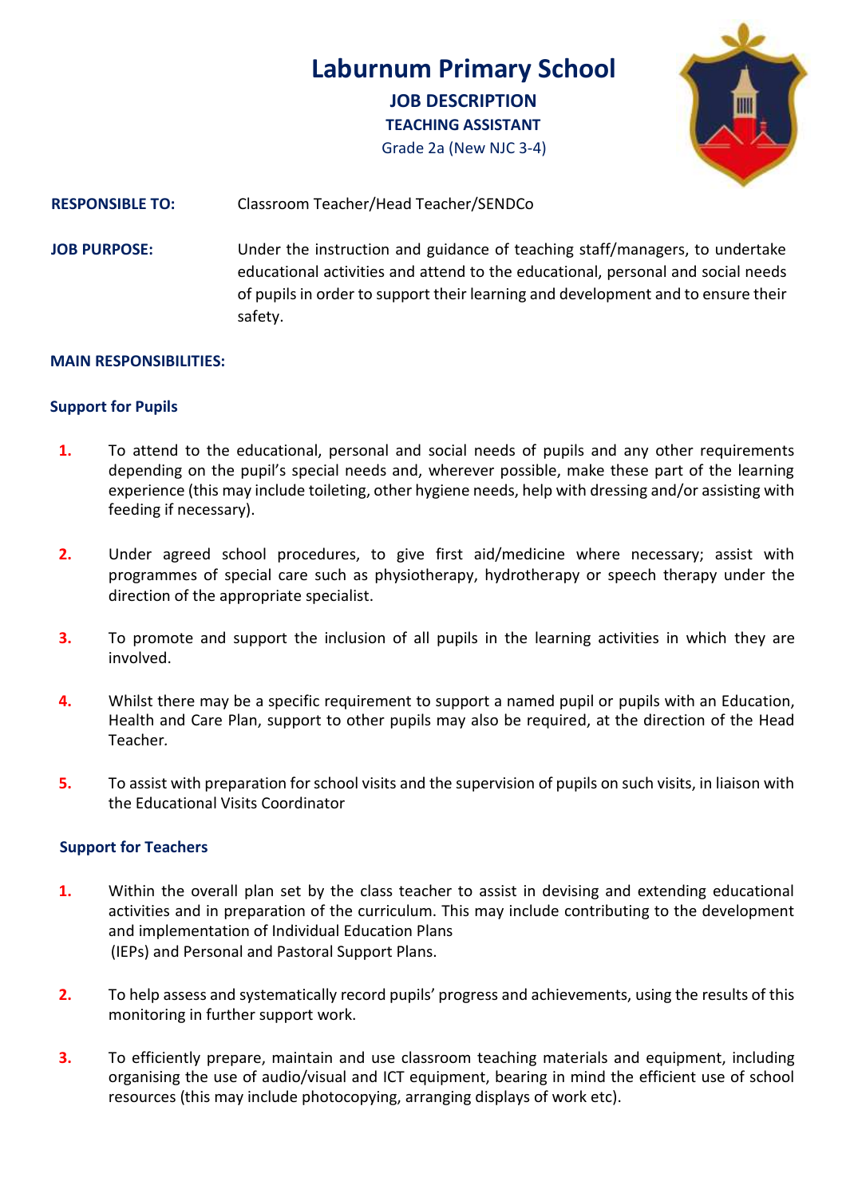# Laburnum Primary School

## JOB DESCRIPTION

### TEACHING ASSISTANT

Grade 2a (New NJC 3-4)

**RESPONSIBLE TO:** Classroom Teacher/Head Teacher/SENDCo

**JOB PURPOSE:** Under the instruction and guidance of teaching staff/managers, to undertake educational activities and attend to the educational, personal and social needs of pupils in order to support their learning and development and to ensure their safety.

**MAIN RESPONSIBILITIES:**

**Support for Pupils**

1. To attend to the educational, personal and social needs of pupils and any other requirements depending on the pupil's special needs and, wherever possible, make these part of the learning experience (this may include toileting, other hygiene needs, help with dressing and/or assisting with feeding if necessary).

2. Under agreed school procedures, to give first aid/medicine where necessary; assist with programmes of special care such as physiotherapy, hydrotherapy or speech therapy under the direction of the appropriate specialist.

3. To promote and support the inclusion of all pupils in the learning activities in which they are involved.

4. Whilst there may be a specific requirement to support a named pupil or pupils with an Education, Health and Care Plan, support to other pupils may also be required, at the direction of the Head Teacher.

5. To assist with preparation for school visits and the supervision of pupils on such visits, in liaison with the Educational Visits Coordinator

**Support for Teachers**

1. Within the overall plan set by the class teacher to assist in devising and extending educational activities and in preparation of the curriculum. This may include contributing to the development and implementation of Individual Education Plans (IEPs) and Personal and Pastoral Support Plans.

2. To help assess and systematically record pupils' progress and achievements, using the results of this monitoring in further support work.

3. To efficiently prepare, maintain and use classroom teaching materials and equipment, including organising the use of audio/visual and ICT equipment, bearing in mind the efficient use of school resources (this may include photocopying, arranging displays of work etc).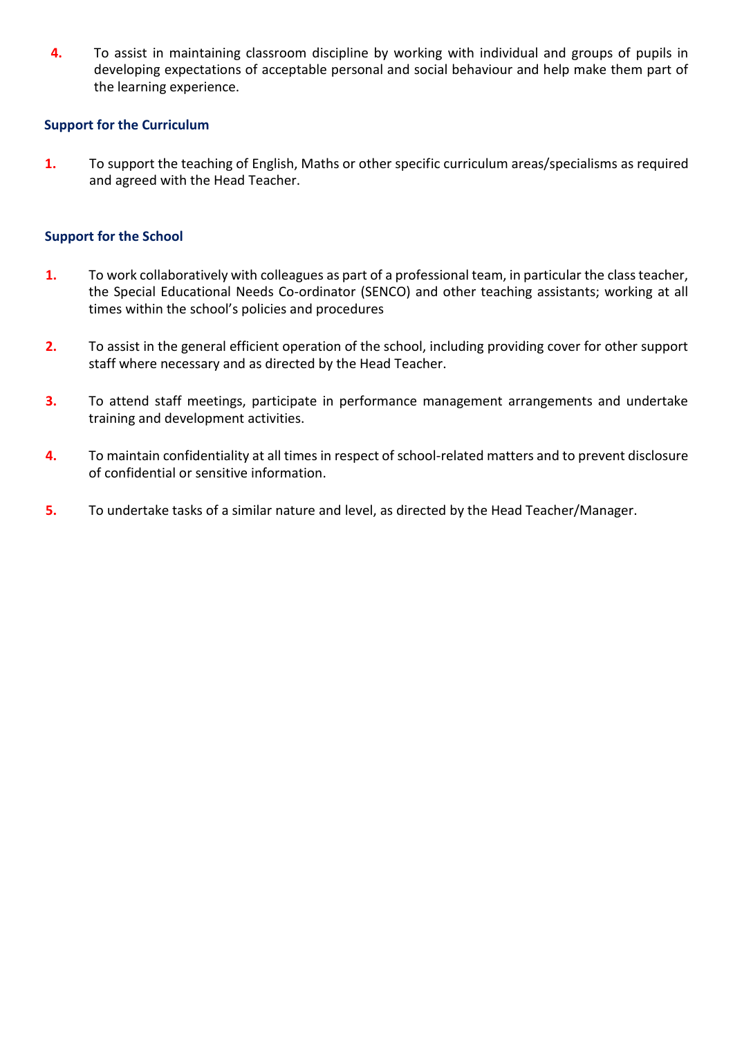4. To assist in maintaining classroom discipline by working with individual and groups of pupils in developing expectations of acceptable personal and social behaviour and help make them part of the learning experience.

### Support for the Curriculum

1. To support the teaching of English, Maths or other specific curriculum areas/specialisms as required and agreed with the Head Teacher.

### Support for the School

1. To work collaboratively with colleagues as part of a professional team, in particular the class teacher, the Special Educational Needs Co-ordinator (SENCO) and other teaching assistants; working at all times within the school's policies and procedures

2. To assist in the general efficient operation of the school, including providing cover for other support staff where necessary and as directed by the Head Teacher.

3. To attend staff meetings, participate in performance management arrangements and undertake training and development activities.

4. To maintain confidentiality at all times in respect of school-related matters and to prevent disclosure of confidential or sensitive information.

5. To undertake tasks of a similar nature and level, as directed by the Head Teacher/Manager.